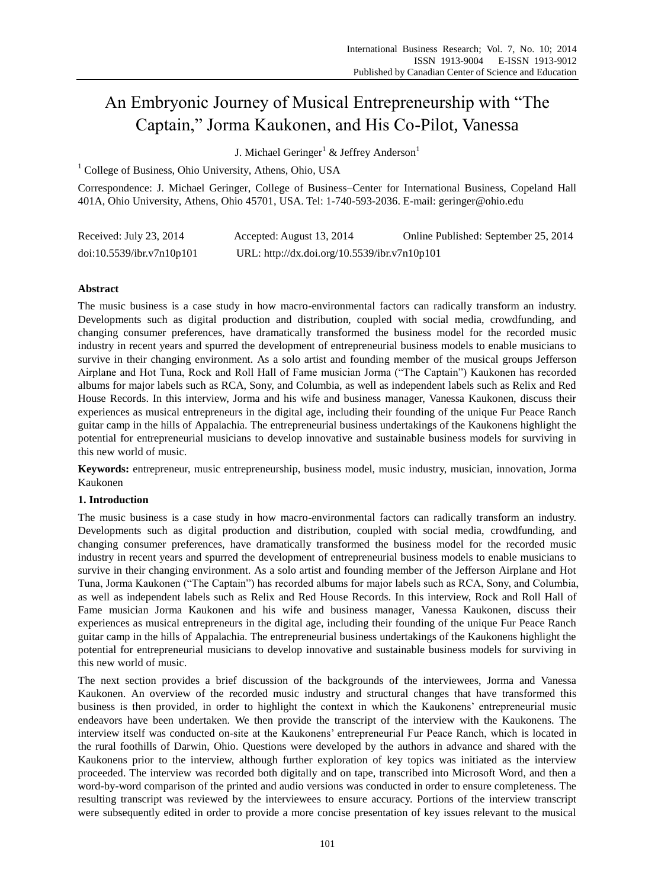# An Embryonic Journey of Musical Entrepreneurship with "The Captain," Jorma Kaukonen, and His Co-Pilot, Vanessa

J. Michael Geringer[1] & Jeffrey Anderson[1]

[1] College of Business, Ohio University, Athens, Ohio, USA

Correspondence: J. Michael Geringer, College of Business–Center for International Business, Copeland Hall 401A, Ohio University, Athens, Ohio 45701, USA. Tel: 1-740-593-2036. E-mail: geringer@ohio.edu

Received: July 23, 2014 Accepted: August 13, 2014 Online Published: September 25, 2014

doi:10.5539/ibr.v7n10p101 URL: http://dx.doi.org/10.5539/ibr.v7n10p101

**Abstract**

The music business is a case study in how macro-environmental factors can radically transform an industry. Developments such as digital production and distribution, coupled with social media, crowdfunding, and changing consumer preferences, have dramatically transformed the business model for the recorded music industry in recent years and spurred the development of entrepreneurial business models to enable musicians to survive in their changing environment. As a solo artist and founding member of the musical groups Jefferson Airplane and Hot Tuna, Rock and Roll Hall of Fame musician Jorma ("The Captain") Kaukonen has recorded albums for major labels such as RCA, Sony, and Columbia, as well as independent labels such as Relix and Red House Records. In this interview, Jorma and his wife and business manager, Vanessa Kaukonen, discuss their experiences as musical entrepreneurs in the digital age, including their founding of the unique Fur Peace Ranch guitar camp in the hills of Appalachia. The entrepreneurial business undertakings of the Kaukonens highlight the potential for entrepreneurial musicians to develop innovative and sustainable business models for surviving in this new world of music.

**Keywords:** entrepreneur, music entrepreneurship, business model, music industry, musician, innovation, Jorma Kaukonen

## 1. Introduction

The music business is a case study in how macro-environmental factors can radically transform an industry. Developments such as digital production and distribution, coupled with social media, crowdfunding, and changing consumer preferences, have dramatically transformed the business model for the recorded music industry in recent years and spurred the development of entrepreneurial business models to enable musicians to survive in their changing environment. As a solo artist and founding member of the Jefferson Airplane and Hot Tuna, Jorma Kaukonen ("The Captain") has recorded albums for major labels such as RCA, Sony, and Columbia, as well as independent labels such as Relix and Red House Records. In this interview, Rock and Roll Hall of Fame musician Jorma Kaukonen and his wife and business manager, Vanessa Kaukonen, discuss their experiences as musical entrepreneurs in the digital age, including their founding of the unique Fur Peace Ranch guitar camp in the hills of Appalachia. The entrepreneurial business undertakings of the Kaukonens highlight the potential for entrepreneurial musicians to develop innovative and sustainable business models for surviving in this new world of music.

The next section provides a brief discussion of the backgrounds of the interviewees, Jorma and Vanessa Kaukonen. An overview of the recorded music industry and structural changes that have transformed this business is then provided, in order to highlight the context in which the Kaukonens' entrepreneurial music endeavors have been undertaken. We then provide the transcript of the interview with the Kaukonens. The interview itself was conducted on-site at the Kaukonens' entrepreneurial Fur Peace Ranch, which is located in the rural foothills of Darwin, Ohio. Questions were developed by the authors in advance and shared with the Kaukonens prior to the interview, although further exploration of key topics was initiated as the interview proceeded. The interview was recorded both digitally and on tape, transcribed into Microsoft Word, and then a word-by-word comparison of the printed and audio versions was conducted in order to ensure completeness. The resulting transcript was reviewed by the interviewees to ensure accuracy. Portions of the interview transcript were subsequently edited in order to provide a more concise presentation of key issues relevant to the musical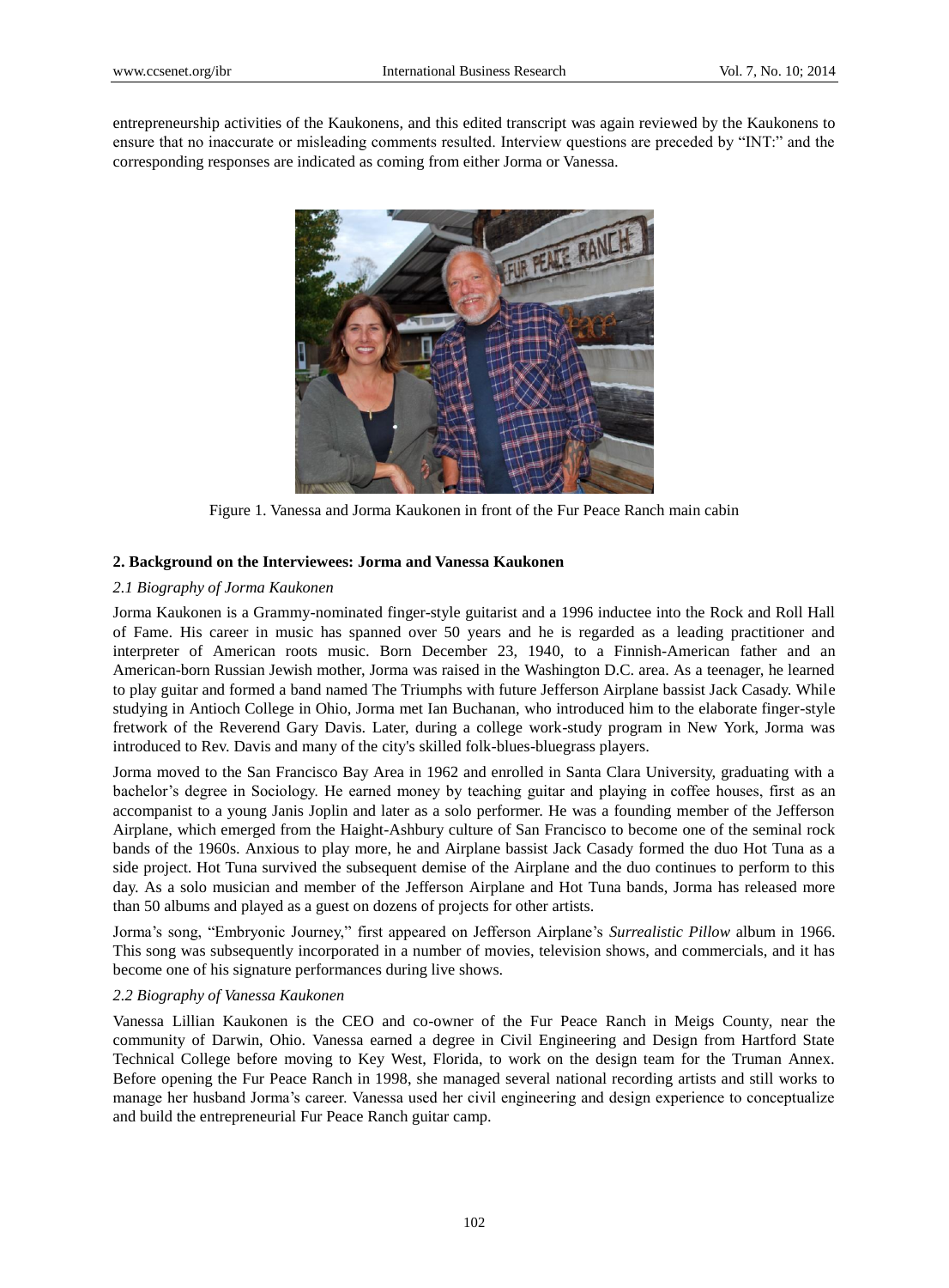entrepreneurship activities of the Kaukonens, and this edited transcript was again reviewed by the Kaukonens to ensure that no inaccurate or misleading comments resulted. Interview questions are preceded by "INT:" and the corresponding responses are indicated as coming from either Jorma or Vanessa.

Figure 1. Vanessa and Jorma Kaukonen in front of the Fur Peace Ranch main cabin

## 2. Background on the Interviewees: Jorma and Vanessa Kaukonen

### *2.1 Biography of Jorma Kaukonen*

Jorma Kaukonen is a Grammy-nominated finger-style guitarist and a 1996 inductee into the Rock and Roll Hall of Fame. His career in music has spanned over 50 years and he is regarded as a leading practitioner and interpreter of American roots music. Born December 23, 1940, to a Finnish-American father and an American-born Russian Jewish mother, Jorma was raised in the Washington D.C. area. As a teenager, he learned to play guitar and formed a band named The Triumphs with future Jefferson Airplane bassist Jack Casady. While studying in Antioch College in Ohio, Jorma met Ian Buchanan, who introduced him to the elaborate finger-style fretwork of the Reverend Gary Davis. Later, during a college work-study program in New York, Jorma was introduced to Rev. Davis and many of the city's skilled folk-blues-bluegrass players.

Jorma moved to the San Francisco Bay Area in 1962 and enrolled in Santa Clara University, graduating with a bachelor's degree in Sociology. He earned money by teaching guitar and playing in coffee houses, first as an accompanist to a young Janis Joplin and later as a solo performer. He was a founding member of the Jefferson Airplane, which emerged from the Haight-Ashbury culture of San Francisco to become one of the seminal rock bands of the 1960s. Anxious to play more, he and Airplane bassist Jack Casady formed the duo Hot Tuna as a side project. Hot Tuna survived the subsequent demise of the Airplane and the duo continues to perform to this day. As a solo musician and member of the Jefferson Airplane and Hot Tuna bands, Jorma has released more than 50 albums and played as a guest on dozens of projects for other artists.

Jorma's song, "Embryonic Journey," first appeared on Jefferson Airplane's *Surrealistic Pillow* album in 1966. This song was subsequently incorporated in a number of movies, television shows, and commercials, and it has become one of his signature performances during live shows.

### *2.2 Biography of Vanessa Kaukonen*

Vanessa Lillian Kaukonen is the CEO and co-owner of the Fur Peace Ranch in Meigs County, near the community of Darwin, Ohio. Vanessa earned a degree in Civil Engineering and Design from Hartford State Technical College before moving to Key West, Florida, to work on the design team for the Truman Annex. Before opening the Fur Peace Ranch in 1998, she managed several national recording artists and still works to manage her husband Jorma's career. Vanessa used her civil engineering and design experience to conceptualize and build the entrepreneurial Fur Peace Ranch guitar camp.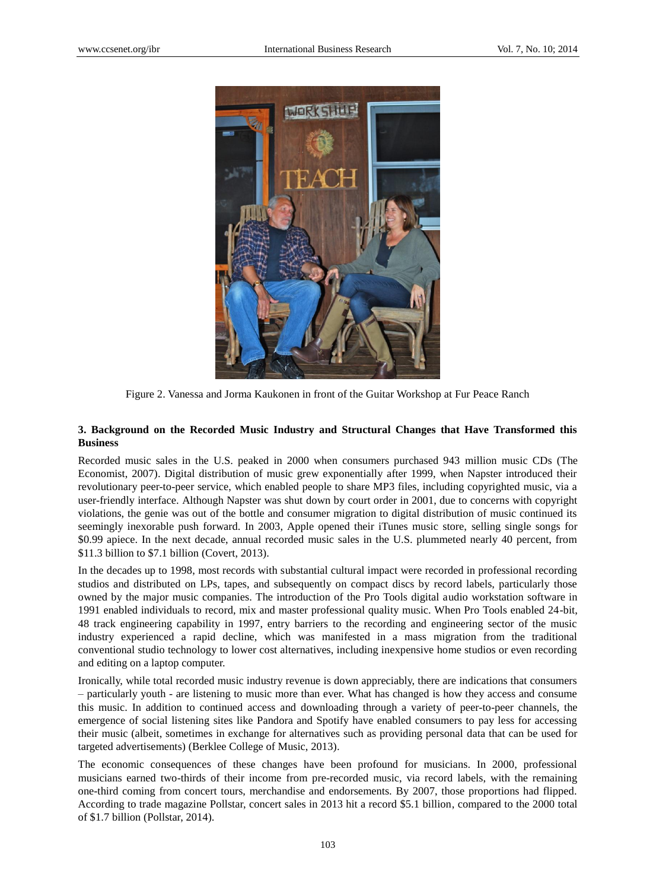Figure 2. Vanessa and Jorma Kaukonen in front of the Guitar Workshop at Fur Peace Ranch

### 3. Background on the Recorded Music Industry and Structural Changes that Have Transformed this Business

Recorded music sales in the U.S. peaked in 2000 when consumers purchased 943 million music CDs (The Economist, 2007). Digital distribution of music grew exponentially after 1999, when Napster introduced their revolutionary peer-to-peer service, which enabled people to share MP3 files, including copyrighted music, via a user-friendly interface. Although Napster was shut down by court order in 2001, due to concerns with copyright violations, the genie was out of the bottle and consumer migration to digital distribution of music continued its seemingly inexorable push forward. In 2003, Apple opened their iTunes music store, selling single songs for $0.99 apiece. In the next decade, annual recorded music sales in the U.S. plummeted nearly 40 percent, from $11.3 billion to $7.1 billion (Covert, 2013).

In the decades up to 1998, most records with substantial cultural impact were recorded in professional recording studios and distributed on LPs, tapes, and subsequently on compact discs by record labels, particularly those owned by the major music companies. The introduction of the Pro Tools digital audio workstation software in 1991 enabled individuals to record, mix and master professional quality music. When Pro Tools enabled 24-bit, 48 track engineering capability in 1997, entry barriers to the recording and engineering sector of the music industry experienced a rapid decline, which was manifested in a mass migration from the traditional conventional studio technology to lower cost alternatives, including inexpensive home studios or even recording and editing on a laptop computer.

Ironically, while total recorded music industry revenue is down appreciably, there are indications that consumers – particularly youth - are listening to music more than ever. What has changed is how they access and consume this music. In addition to continued access and downloading through a variety of peer-to-peer channels, the emergence of social listening sites like Pandora and Spotify have enabled consumers to pay less for accessing their music (albeit, sometimes in exchange for alternatives such as providing personal data that can be used for targeted advertisements) (Berklee College of Music, 2013).

The economic consequences of these changes have been profound for musicians. In 2000, professional musicians earned two-thirds of their income from pre-recorded music, via record labels, with the remaining one-third coming from concert tours, merchandise and endorsements. By 2007, those proportions had flipped. According to trade magazine Pollstar, concert sales in 2013 hit a record $5.1 billion, compared to the 2000 total of $1.7 billion (Pollstar, 2014).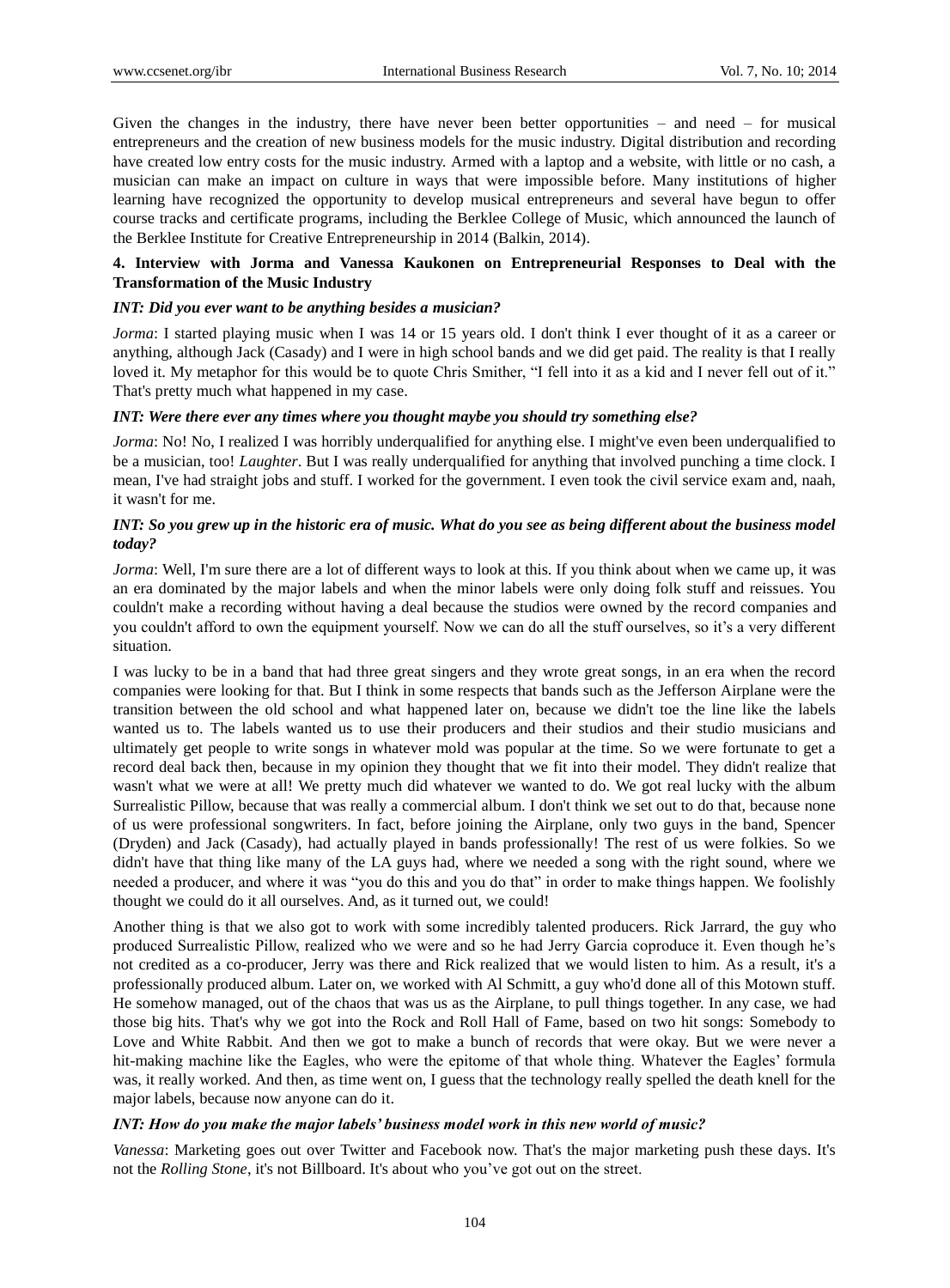Given the changes in the industry, there have never been better opportunities – and need – for musical entrepreneurs and the creation of new business models for the music industry. Digital distribution and recording have created low entry costs for the music industry. Armed with a laptop and a website, with little or no cash, a musician can make an impact on culture in ways that were impossible before. Many institutions of higher learning have recognized the opportunity to develop musical entrepreneurs and several have begun to offer course tracks and certificate programs, including the Berklee College of Music, which announced the launch of the Berklee Institute for Creative Entrepreneurship in 2014 (Balkin, 2014).

## 4. Interview with Jorma and Vanessa Kaukonen on Entrepreneurial Responses to Deal with the Transformation of the Music Industry

***INT: Did you ever want to be anything besides a musician?***

*Jorma*: I started playing music when I was 14 or 15 years old. I don't think I ever thought of it as a career or anything, although Jack (Casady) and I were in high school bands and we did get paid. The reality is that I really loved it. My metaphor for this would be to quote Chris Smither, "I fell into it as a kid and I never fell out of it." That's pretty much what happened in my case.

***INT: Were there ever any times where you thought maybe you should try something else?***

*Jorma*: No! No, I realized I was horribly underqualified for anything else. I might've even been underqualified to be a musician, too! *Laughter*. But I was really underqualified for anything that involved punching a time clock. I mean, I've had straight jobs and stuff. I worked for the government. I even took the civil service exam and, naah, it wasn't for me.

***INT: So you grew up in the historic era of music. What do you see as being different about the business model today?***

*Jorma*: Well, I'm sure there are a lot of different ways to look at this. If you think about when we came up, it was an era dominated by the major labels and when the minor labels were only doing folk stuff and reissues. You couldn't make a recording without having a deal because the studios were owned by the record companies and you couldn't afford to own the equipment yourself. Now we can do all the stuff ourselves, so it's a very different situation.

I was lucky to be in a band that had three great singers and they wrote great songs, in an era when the record companies were looking for that. But I think in some respects that bands such as the Jefferson Airplane were the transition between the old school and what happened later on, because we didn't toe the line like the labels wanted us to. The labels wanted us to use their producers and their studios and their studio musicians and ultimately get people to write songs in whatever mold was popular at the time. So we were fortunate to get a record deal back then, because in my opinion they thought that we fit into their model. They didn't realize that wasn't what we were at all! We pretty much did whatever we wanted to do. We got real lucky with the album Surrealistic Pillow, because that was really a commercial album. I don't think we set out to do that, because none of us were professional songwriters. In fact, before joining the Airplane, only two guys in the band, Spencer (Dryden) and Jack (Casady), had actually played in bands professionally! The rest of us were folkies. So we didn't have that thing like many of the LA guys had, where we needed a song with the right sound, where we needed a producer, and where it was "you do this and you do that" in order to make things happen. We foolishly thought we could do it all ourselves. And, as it turned out, we could!

Another thing is that we also got to work with some incredibly talented producers. Rick Jarrard, the guy who produced Surrealistic Pillow, realized who we were and so he had Jerry Garcia coproduce it. Even though he's not credited as a co-producer, Jerry was there and Rick realized that we would listen to him. As a result, it's a professionally produced album. Later on, we worked with Al Schmitt, a guy who'd done all of this Motown stuff. He somehow managed, out of the chaos that was us as the Airplane, to pull things together. In any case, we had those big hits. That's why we got into the Rock and Roll Hall of Fame, based on two hit songs: Somebody to Love and White Rabbit. And then we got to make a bunch of records that were okay. But we were never a hit-making machine like the Eagles, who were the epitome of that whole thing. Whatever the Eagles' formula was, it really worked. And then, as time went on, I guess that the technology really spelled the death knell for the major labels, because now anyone can do it.

***INT: How do you make the major labels' business model work in this new world of music?***

*Vanessa*: Marketing goes out over Twitter and Facebook now. That's the major marketing push these days. It's not the *Rolling Stone*, it's not Billboard. It's about who you've got out on the street.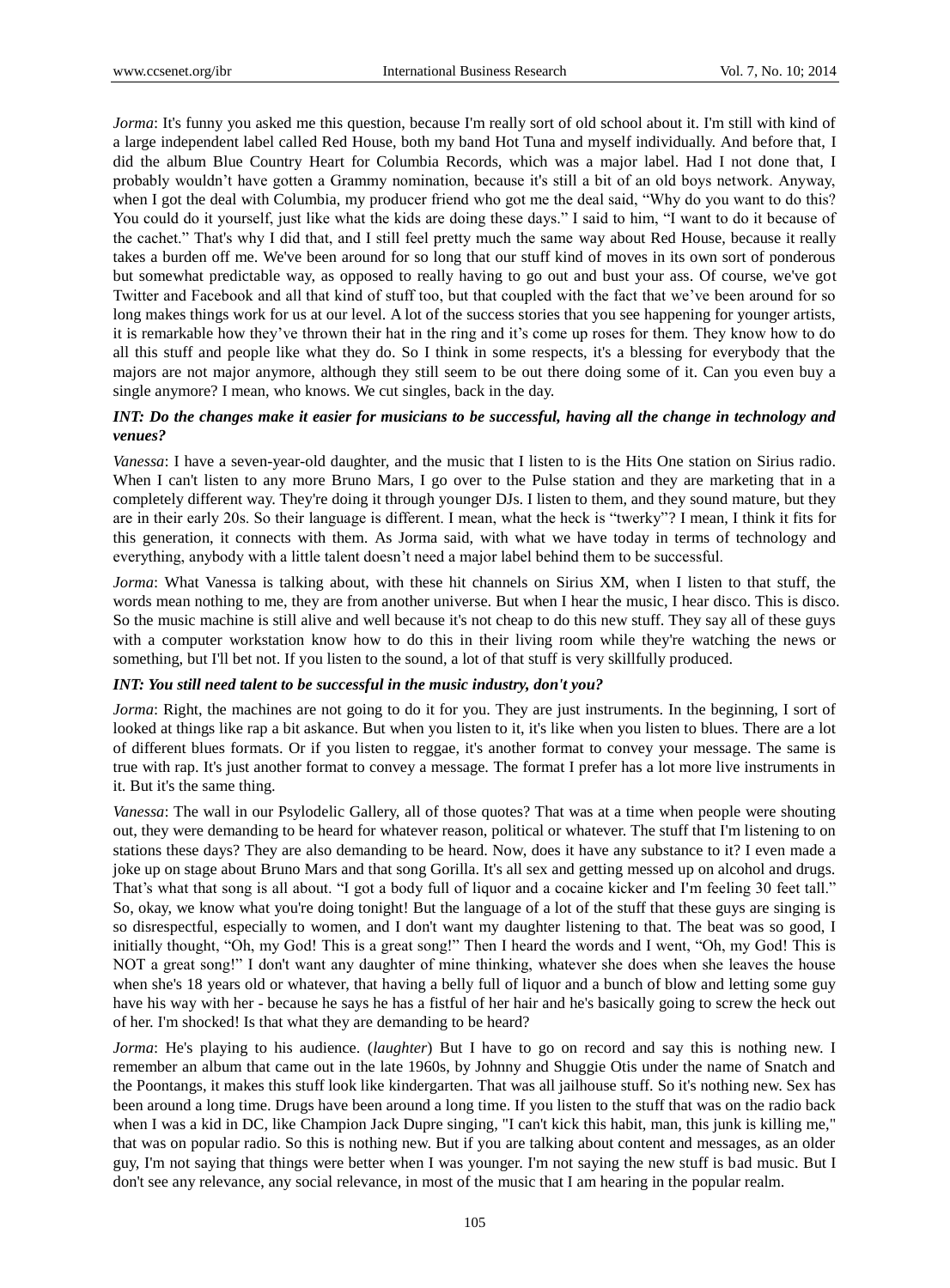*Jorma*: It's funny you asked me this question, because I'm really sort of old school about it. I'm still with kind of a large independent label called Red House, both my band Hot Tuna and myself individually. And before that, I did the album Blue Country Heart for Columbia Records, which was a major label. Had I not done that, I probably wouldn't have gotten a Grammy nomination, because it's still a bit of an old boys network. Anyway, when I got the deal with Columbia, my producer friend who got me the deal said, "Why do you want to do this? You could do it yourself, just like what the kids are doing these days." I said to him, "I want to do it because of the cachet." That's why I did that, and I still feel pretty much the same way about Red House, because it really takes a burden off me. We've been around for so long that our stuff kind of moves in its own sort of ponderous but somewhat predictable way, as opposed to really having to go out and bust your ass. Of course, we've got Twitter and Facebook and all that kind of stuff too, but that coupled with the fact that we've been around for so long makes things work for us at our level. A lot of the success stories that you see happening for younger artists, it is remarkable how they've thrown their hat in the ring and it's come up roses for them. They know how to do all this stuff and people like what they do. So I think in some respects, it's a blessing for everybody that the majors are not major anymore, although they still seem to be out there doing some of it. Can you even buy a single anymore? I mean, who knows. We cut singles, back in the day.

***INT: Do the changes make it easier for musicians to be successful, having all the change in technology and venues?***

*Vanessa*: I have a seven-year-old daughter, and the music that I listen to is the Hits One station on Sirius radio. When I can't listen to any more Bruno Mars, I go over to the Pulse station and they are marketing that in a completely different way. They're doing it through younger DJs. I listen to them, and they sound mature, but they are in their early 20s. So their language is different. I mean, what the heck is "twerky"? I mean, I think it fits for this generation, it connects with them. As Jorma said, with what we have today in terms of technology and everything, anybody with a little talent doesn't need a major label behind them to be successful.

*Jorma*: What Vanessa is talking about, with these hit channels on Sirius XM, when I listen to that stuff, the words mean nothing to me, they are from another universe. But when I hear the music, I hear disco. This is disco. So the music machine is still alive and well because it's not cheap to do this new stuff. They say all of these guys with a computer workstation know how to do this in their living room while they're watching the news or something, but I'll bet not. If you listen to the sound, a lot of that stuff is very skillfully produced.

***INT: You still need talent to be successful in the music industry, don't you?***

*Jorma*: Right, the machines are not going to do it for you. They are just instruments. In the beginning, I sort of looked at things like rap a bit askance. But when you listen to it, it's like when you listen to blues. There are a lot of different blues formats. Or if you listen to reggae, it's another format to convey your message. The same is true with rap. It's just another format to convey a message. The format I prefer has a lot more live instruments in it. But it's the same thing.

*Vanessa*: The wall in our Psylodelic Gallery, all of those quotes? That was at a time when people were shouting out, they were demanding to be heard for whatever reason, political or whatever. The stuff that I'm listening to on stations these days? They are also demanding to be heard. Now, does it have any substance to it? I even made a joke up on stage about Bruno Mars and that song Gorilla. It's all sex and getting messed up on alcohol and drugs. That's what that song is all about. "I got a body full of liquor and a cocaine kicker and I'm feeling 30 feet tall." So, okay, we know what you're doing tonight! But the language of a lot of the stuff that these guys are singing is so disrespectful, especially to women, and I don't want my daughter listening to that. The beat was so good, I initially thought, "Oh, my God! This is a great song!" Then I heard the words and I went, "Oh, my God! This is NOT a great song!" I don't want any daughter of mine thinking, whatever she does when she leaves the house when she's 18 years old or whatever, that having a belly full of liquor and a bunch of blow and letting some guy have his way with her - because he says he has a fistful of her hair and he's basically going to screw the heck out of her. I'm shocked! Is that what they are demanding to be heard?

*Jorma*: He's playing to his audience. (*laughter*) But I have to go on record and say this is nothing new. I remember an album that came out in the late 1960s, by Johnny and Shuggie Otis under the name of Snatch and the Poontangs, it makes this stuff look like kindergarten. That was all jailhouse stuff. So it's nothing new. Sex has been around a long time. Drugs have been around a long time. If you listen to the stuff that was on the radio back when I was a kid in DC, like Champion Jack Dupre singing, "I can't kick this habit, man, this junk is killing me," that was on popular radio. So this is nothing new. But if you are talking about content and messages, as an older guy, I'm not saying that things were better when I was younger. I'm not saying the new stuff is bad music. But I don't see any relevance, any social relevance, in most of the music that I am hearing in the popular realm.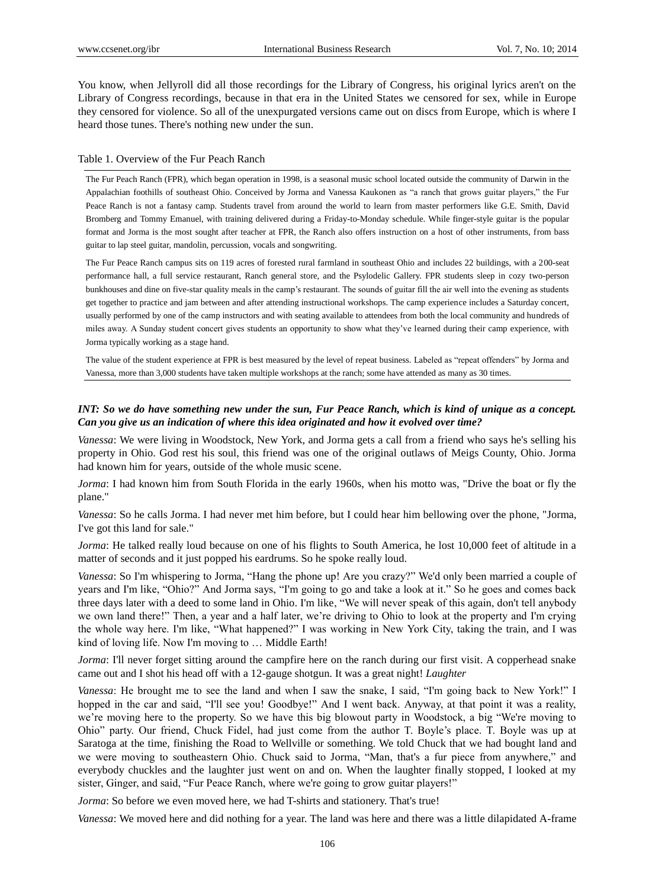You know, when Jellyroll did all those recordings for the Library of Congress, his original lyrics aren't on the Library of Congress recordings, because in that era in the United States we censored for sex, while in Europe they censored for violence. So all of the unexpurgated versions came out on discs from Europe, which is where I heard those tunes. There's nothing new under the sun.

Table 1. Overview of the Fur Peach Ranch

| |
|---|
| The Fur Peach Ranch (FPR), which began operation in 1998, is a seasonal music school located outside the community of Darwin in the Appalachian foothills of southeast Ohio. Conceived by Jorma and Vanessa Kaukonen as "a ranch that grows guitar players," the Fur Peace Ranch is not a fantasy camp. Students travel from around the world to learn from master performers like G.E. Smith, David Bromberg and Tommy Emanuel, with training delivered during a Friday-to-Monday schedule. While finger-style guitar is the popular format and Jorma is the most sought after teacher at FPR, the Ranch also offers instruction on a host of other instruments, from bass guitar to lap steel guitar, mandolin, percussion, vocals and songwriting. |
| The Fur Peace Ranch campus sits on 119 acres of forested rural farmland in southeast Ohio and includes 22 buildings, with a 200-seat performance hall, a full service restaurant, Ranch general store, and the Psylodelic Gallery. FPR students sleep in cozy two-person bunkhouses and dine on five-star quality meals in the camp's restaurant. The sounds of guitar fill the air well into the evening as students get together to practice and jam between and after attending instructional workshops. The camp experience includes a Saturday concert, usually performed by one of the camp instructors and with seating available to attendees from both the local community and hundreds of miles away. A Sunday student concert gives students an opportunity to show what they've learned during their camp experience, with Jorma typically working as a stage hand. |
| The value of the student experience at FPR is best measured by the level of repeat business. Labeled as "repeat offenders" by Jorma and Vanessa, more than 3,000 students have taken multiple workshops at the ranch; some have attended as many as 30 times. |

***INT: So we do have something new under the sun, Fur Peace Ranch, which is kind of unique as a concept. Can you give us an indication of where this idea originated and how it evolved over time?***

*Vanessa*: We were living in Woodstock, New York, and Jorma gets a call from a friend who says he's selling his property in Ohio. God rest his soul, this friend was one of the original outlaws of Meigs County, Ohio. Jorma had known him for years, outside of the whole music scene.

*Jorma*: I had known him from South Florida in the early 1960s, when his motto was, "Drive the boat or fly the plane."

*Vanessa*: So he calls Jorma. I had never met him before, but I could hear him bellowing over the phone, "Jorma, I've got this land for sale."

*Jorma*: He talked really loud because on one of his flights to South America, he lost 10,000 feet of altitude in a matter of seconds and it just popped his eardrums. So he spoke really loud.

*Vanessa*: So I'm whispering to Jorma, "Hang the phone up! Are you crazy?" We'd only been married a couple of years and I'm like, "Ohio?" And Jorma says, "I'm going to go and take a look at it." So he goes and comes back three days later with a deed to some land in Ohio. I'm like, "We will never speak of this again, don't tell anybody we own land there!" Then, a year and a half later, we're driving to Ohio to look at the property and I'm crying the whole way here. I'm like, "What happened?" I was working in New York City, taking the train, and I was kind of loving life. Now I'm moving to … Middle Earth!

*Jorma*: I'll never forget sitting around the campfire here on the ranch during our first visit. A copperhead snake came out and I shot his head off with a 12-gauge shotgun. It was a great night! *Laughter*

*Vanessa*: He brought me to see the land and when I saw the snake, I said, "I'm going back to New York!" I hopped in the car and said, "I'll see you! Goodbye!" And I went back. Anyway, at that point it was a reality, we're moving here to the property. So we have this big blowout party in Woodstock, a big "We're moving to Ohio" party. Our friend, Chuck Fidel, had just come from the author T. Boyle's place. T. Boyle was up at Saratoga at the time, finishing the Road to Wellville or something. We told Chuck that we had bought land and we were moving to southeastern Ohio. Chuck said to Jorma, "Man, that's a fur piece from anywhere," and everybody chuckles and the laughter just went on and on. When the laughter finally stopped, I looked at my sister, Ginger, and said, "Fur Peace Ranch, where we're going to grow guitar players!"

*Jorma*: So before we even moved here, we had T-shirts and stationery. That's true!

*Vanessa*: We moved here and did nothing for a year. The land was here and there was a little dilapidated A-frame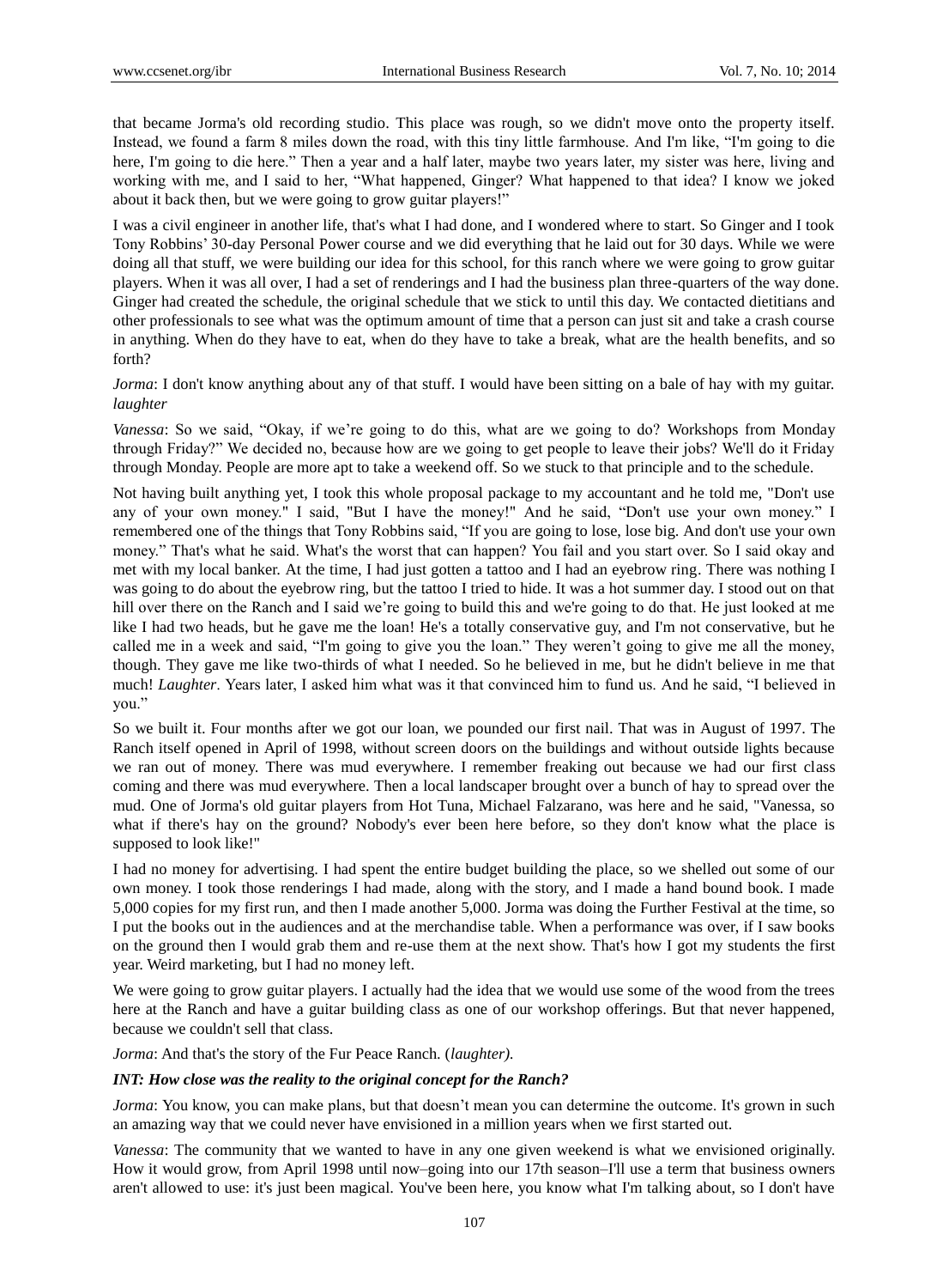that became Jorma's old recording studio. This place was rough, so we didn't move onto the property itself. Instead, we found a farm 8 miles down the road, with this tiny little farmhouse. And I'm like, "I'm going to die here, I'm going to die here." Then a year and a half later, maybe two years later, my sister was here, living and working with me, and I said to her, "What happened, Ginger? What happened to that idea? I know we joked about it back then, but we were going to grow guitar players!"

I was a civil engineer in another life, that's what I had done, and I wondered where to start. So Ginger and I took Tony Robbins' 30-day Personal Power course and we did everything that he laid out for 30 days. While we were doing all that stuff, we were building our idea for this school, for this ranch where we were going to grow guitar players. When it was all over, I had a set of renderings and I had the business plan three-quarters of the way done. Ginger had created the schedule, the original schedule that we stick to until this day. We contacted dietitians and other professionals to see what was the optimum amount of time that a person can just sit and take a crash course in anything. When do they have to eat, when do they have to take a break, what are the health benefits, and so forth?

*Jorma*: I don't know anything about any of that stuff. I would have been sitting on a bale of hay with my guitar. *laughter*

*Vanessa*: So we said, "Okay, if we're going to do this, what are we going to do? Workshops from Monday through Friday?" We decided no, because how are we going to get people to leave their jobs? We'll do it Friday through Monday. People are more apt to take a weekend off. So we stuck to that principle and to the schedule.

Not having built anything yet, I took this whole proposal package to my accountant and he told me, "Don't use any of your own money." I said, "But I have the money!" And he said, "Don't use your own money." I remembered one of the things that Tony Robbins said, "If you are going to lose, lose big. And don't use your own money." That's what he said. What's the worst that can happen? You fail and you start over. So I said okay and met with my local banker. At the time, I had just gotten a tattoo and I had an eyebrow ring. There was nothing I was going to do about the eyebrow ring, but the tattoo I tried to hide. It was a hot summer day. I stood out on that hill over there on the Ranch and I said we're going to build this and we're going to do that. He just looked at me like I had two heads, but he gave me the loan! He's a totally conservative guy, and I'm not conservative, but he called me in a week and said, "I'm going to give you the loan." They weren't going to give me all the money, though. They gave me like two-thirds of what I needed. So he believed in me, but he didn't believe in me that much! *Laughter*. Years later, I asked him what was it that convinced him to fund us. And he said, "I believed in you."

So we built it. Four months after we got our loan, we pounded our first nail. That was in August of 1997. The Ranch itself opened in April of 1998, without screen doors on the buildings and without outside lights because we ran out of money. There was mud everywhere. I remember freaking out because we had our first class coming and there was mud everywhere. Then a local landscaper brought over a bunch of hay to spread over the mud. One of Jorma's old guitar players from Hot Tuna, Michael Falzarano, was here and he said, "Vanessa, so what if there's hay on the ground? Nobody's ever been here before, so they don't know what the place is supposed to look like!"

I had no money for advertising. I had spent the entire budget building the place, so we shelled out some of our own money. I took those renderings I had made, along with the story, and I made a hand bound book. I made 5,000 copies for my first run, and then I made another 5,000. Jorma was doing the Further Festival at the time, so I put the books out in the audiences and at the merchandise table. When a performance was over, if I saw books on the ground then I would grab them and re-use them at the next show. That's how I got my students the first year. Weird marketing, but I had no money left.

We were going to grow guitar players. I actually had the idea that we would use some of the wood from the trees here at the Ranch and have a guitar building class as one of our workshop offerings. But that never happened, because we couldn't sell that class.

*Jorma*: And that's the story of the Fur Peace Ranch. (*laughter).*

***INT: How close was the reality to the original concept for the Ranch?***

*Jorma*: You know, you can make plans, but that doesn't mean you can determine the outcome. It's grown in such an amazing way that we could never have envisioned in a million years when we first started out.

*Vanessa*: The community that we wanted to have in any one given weekend is what we envisioned originally. How it would grow, from April 1998 until now–going into our 17th season–I'll use a term that business owners aren't allowed to use: it's just been magical. You've been here, you know what I'm talking about, so I don't have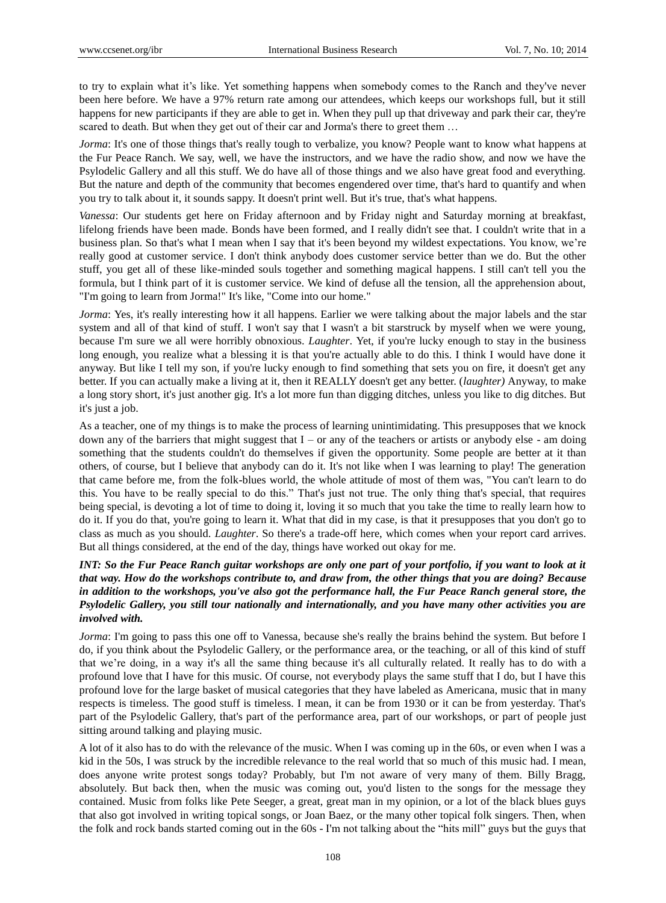to try to explain what it's like. Yet something happens when somebody comes to the Ranch and they've never been here before. We have a 97% return rate among our attendees, which keeps our workshops full, but it still happens for new participants if they are able to get in. When they pull up that driveway and park their car, they're scared to death. But when they get out of their car and Jorma's there to greet them …

*Jorma*: It's one of those things that's really tough to verbalize, you know? People want to know what happens at the Fur Peace Ranch. We say, well, we have the instructors, and we have the radio show, and now we have the Psylodelic Gallery and all this stuff. We do have all of those things and we also have great food and everything. But the nature and depth of the community that becomes engendered over time, that's hard to quantify and when you try to talk about it, it sounds sappy. It doesn't print well. But it's true, that's what happens.

*Vanessa*: Our students get here on Friday afternoon and by Friday night and Saturday morning at breakfast, lifelong friends have been made. Bonds have been formed, and I really didn't see that. I couldn't write that in a business plan. So that's what I mean when I say that it's been beyond my wildest expectations. You know, we're really good at customer service. I don't think anybody does customer service better than we do. But the other stuff, you get all of these like-minded souls together and something magical happens. I still can't tell you the formula, but I think part of it is customer service. We kind of defuse all the tension, all the apprehension about, "I'm going to learn from Jorma!" It's like, "Come into our home."

*Jorma*: Yes, it's really interesting how it all happens. Earlier we were talking about the major labels and the star system and all of that kind of stuff. I won't say that I wasn't a bit starstruck by myself when we were young, because I'm sure we all were horribly obnoxious. *Laughter*. Yet, if you're lucky enough to stay in the business long enough, you realize what a blessing it is that you're actually able to do this. I think I would have done it anyway. But like I tell my son, if you're lucky enough to find something that sets you on fire, it doesn't get any better. If you can actually make a living at it, then it REALLY doesn't get any better. (*laughter)* Anyway, to make a long story short, it's just another gig. It's a lot more fun than digging ditches, unless you like to dig ditches. But it's just a job.

As a teacher, one of my things is to make the process of learning unintimidating. This presupposes that we knock down any of the barriers that might suggest that I – or any of the teachers or artists or anybody else - am doing something that the students couldn't do themselves if given the opportunity. Some people are better at it than others, of course, but I believe that anybody can do it. It's not like when I was learning to play! The generation that came before me, from the folk-blues world, the whole attitude of most of them was, "You can't learn to do this. You have to be really special to do this." That's just not true. The only thing that's special, that requires being special, is devoting a lot of time to doing it, loving it so much that you take the time to really learn how to do it. If you do that, you're going to learn it. What that did in my case, is that it presupposes that you don't go to class as much as you should. *Laughter*. So there's a trade-off here, which comes when your report card arrives. But all things considered, at the end of the day, things have worked out okay for me.

***INT: So the Fur Peace Ranch guitar workshops are only one part of your portfolio, if you want to look at it that way. How do the workshops contribute to, and draw from, the other things that you are doing? Because in addition to the workshops, you've also got the performance hall, the Fur Peace Ranch general store, the Psylodelic Gallery, you still tour nationally and internationally, and you have many other activities you are involved with.***

*Jorma*: I'm going to pass this one off to Vanessa, because she's really the brains behind the system. But before I do, if you think about the Psylodelic Gallery, or the performance area, or the teaching, or all of this kind of stuff that we're doing, in a way it's all the same thing because it's all culturally related. It really has to do with a profound love that I have for this music. Of course, not everybody plays the same stuff that I do, but I have this profound love for the large basket of musical categories that they have labeled as Americana, music that in many respects is timeless. The good stuff is timeless. I mean, it can be from 1930 or it can be from yesterday. That's part of the Psylodelic Gallery, that's part of the performance area, part of our workshops, or part of people just sitting around talking and playing music.

A lot of it also has to do with the relevance of the music. When I was coming up in the 60s, or even when I was a kid in the 50s, I was struck by the incredible relevance to the real world that so much of this music had. I mean, does anyone write protest songs today? Probably, but I'm not aware of very many of them. Billy Bragg, absolutely. But back then, when the music was coming out, you'd listen to the songs for the message they contained. Music from folks like Pete Seeger, a great, great man in my opinion, or a lot of the black blues guys that also got involved in writing topical songs, or Joan Baez, or the many other topical folk singers. Then, when the folk and rock bands started coming out in the 60s - I'm not talking about the "hits mill" guys but the guys that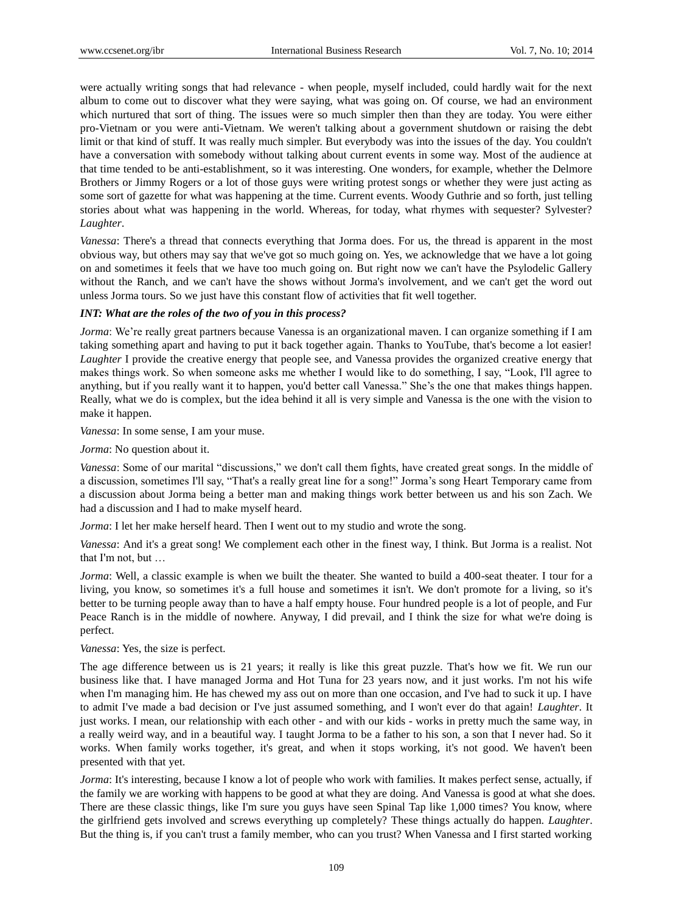were actually writing songs that had relevance - when people, myself included, could hardly wait for the next album to come out to discover what they were saying, what was going on. Of course, we had an environment which nurtured that sort of thing. The issues were so much simpler then than they are today. You were either pro-Vietnam or you were anti-Vietnam. We weren't talking about a government shutdown or raising the debt limit or that kind of stuff. It was really much simpler. But everybody was into the issues of the day. You couldn't have a conversation with somebody without talking about current events in some way. Most of the audience at that time tended to be anti-establishment, so it was interesting. One wonders, for example, whether the Delmore Brothers or Jimmy Rogers or a lot of those guys were writing protest songs or whether they were just acting as some sort of gazette for what was happening at the time. Current events. Woody Guthrie and so forth, just telling stories about what was happening in the world. Whereas, for today, what rhymes with sequester? Sylvester? *Laughter*.

*Vanessa*: There's a thread that connects everything that Jorma does. For us, the thread is apparent in the most obvious way, but others may say that we've got so much going on. Yes, we acknowledge that we have a lot going on and sometimes it feels that we have too much going on. But right now we can't have the Psylodelic Gallery without the Ranch, and we can't have the shows without Jorma's involvement, and we can't get the word out unless Jorma tours. So we just have this constant flow of activities that fit well together.

***INT: What are the roles of the two of you in this process?***

*Jorma*: We're really great partners because Vanessa is an organizational maven. I can organize something if I am taking something apart and having to put it back together again. Thanks to YouTube, that's become a lot easier! *Laughter* I provide the creative energy that people see, and Vanessa provides the organized creative energy that makes things work. So when someone asks me whether I would like to do something, I say, "Look, I'll agree to anything, but if you really want it to happen, you'd better call Vanessa." She's the one that makes things happen. Really, what we do is complex, but the idea behind it all is very simple and Vanessa is the one with the vision to make it happen.

*Vanessa*: In some sense, I am your muse.

*Jorma*: No question about it.

*Vanessa*: Some of our marital "discussions," we don't call them fights, have created great songs. In the middle of a discussion, sometimes I'll say, "That's a really great line for a song!" Jorma's song Heart Temporary came from a discussion about Jorma being a better man and making things work better between us and his son Zach. We had a discussion and I had to make myself heard.

*Jorma*: I let her make herself heard. Then I went out to my studio and wrote the song.

*Vanessa*: And it's a great song! We complement each other in the finest way, I think. But Jorma is a realist. Not that I'm not, but …

*Jorma*: Well, a classic example is when we built the theater. She wanted to build a 400-seat theater. I tour for a living, you know, so sometimes it's a full house and sometimes it isn't. We don't promote for a living, so it's better to be turning people away than to have a half empty house. Four hundred people is a lot of people, and Fur Peace Ranch is in the middle of nowhere. Anyway, I did prevail, and I think the size for what we're doing is perfect.

*Vanessa*: Yes, the size is perfect.

The age difference between us is 21 years; it really is like this great puzzle. That's how we fit. We run our business like that. I have managed Jorma and Hot Tuna for 23 years now, and it just works. I'm not his wife when I'm managing him. He has chewed my ass out on more than one occasion, and I've had to suck it up. I have to admit I've made a bad decision or I've just assumed something, and I won't ever do that again! *Laughter*. It just works. I mean, our relationship with each other - and with our kids - works in pretty much the same way, in a really weird way, and in a beautiful way. I taught Jorma to be a father to his son, a son that I never had. So it works. When family works together, it's great, and when it stops working, it's not good. We haven't been presented with that yet.

*Jorma*: It's interesting, because I know a lot of people who work with families. It makes perfect sense, actually, if the family we are working with happens to be good at what they are doing. And Vanessa is good at what she does. There are these classic things, like I'm sure you guys have seen Spinal Tap like 1,000 times? You know, where the girlfriend gets involved and screws everything up completely? These things actually do happen. *Laughter*. But the thing is, if you can't trust a family member, who can you trust? When Vanessa and I first started working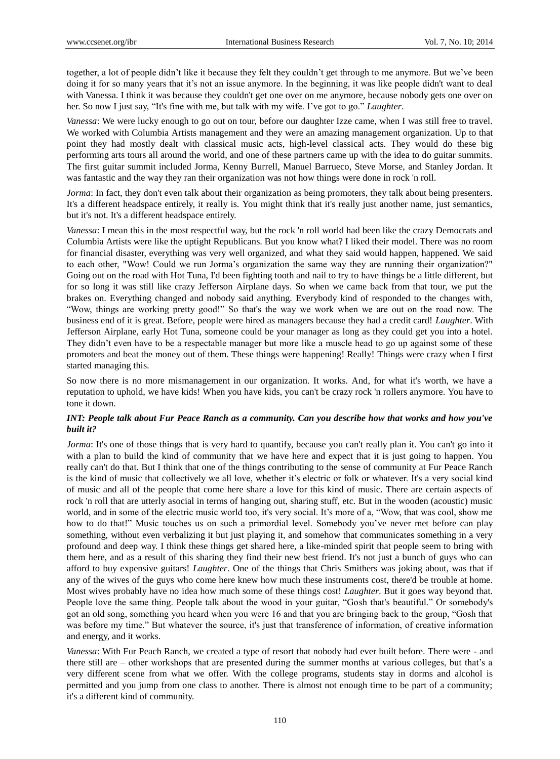together, a lot of people didn't like it because they felt they couldn't get through to me anymore. But we've been doing it for so many years that it's not an issue anymore. In the beginning, it was like people didn't want to deal with Vanessa. I think it was because they couldn't get one over on me anymore, because nobody gets one over on her. So now I just say, "It's fine with me, but talk with my wife. I've got to go." *Laughter*.

*Vanessa*: We were lucky enough to go out on tour, before our daughter Izze came, when I was still free to travel. We worked with Columbia Artists management and they were an amazing management organization. Up to that point they had mostly dealt with classical music acts, high-level classical acts. They would do these big performing arts tours all around the world, and one of these partners came up with the idea to do guitar summits. The first guitar summit included Jorma, Kenny Burrell, Manuel Barrueco, Steve Morse, and Stanley Jordan. It was fantastic and the way they ran their organization was not how things were done in rock 'n roll.

*Jorma*: In fact, they don't even talk about their organization as being promoters, they talk about being presenters. It's a different headspace entirely, it really is. You might think that it's really just another name, just semantics, but it's not. It's a different headspace entirely.

*Vanessa*: I mean this in the most respectful way, but the rock 'n roll world had been like the crazy Democrats and Columbia Artists were like the uptight Republicans. But you know what? I liked their model. There was no room for financial disaster, everything was very well organized, and what they said would happen, happened. We said to each other, "Wow! Could we run Jorma's organization the same way they are running their organization?" Going out on the road with Hot Tuna, I'd been fighting tooth and nail to try to have things be a little different, but for so long it was still like crazy Jefferson Airplane days. So when we came back from that tour, we put the brakes on. Everything changed and nobody said anything. Everybody kind of responded to the changes with, "Wow, things are working pretty good!" So that's the way we work when we are out on the road now. The business end of it is great. Before, people were hired as managers because they had a credit card! *Laughter*. With Jefferson Airplane, early Hot Tuna, someone could be your manager as long as they could get you into a hotel. They didn't even have to be a respectable manager but more like a muscle head to go up against some of these promoters and beat the money out of them. These things were happening! Really! Things were crazy when I first started managing this.

So now there is no more mismanagement in our organization. It works. And, for what it's worth, we have a reputation to uphold, we have kids! When you have kids, you can't be crazy rock 'n rollers anymore. You have to tone it down.

***INT: People talk about Fur Peace Ranch as a community. Can you describe how that works and how you've built it?***

*Jorma*: It's one of those things that is very hard to quantify, because you can't really plan it. You can't go into it with a plan to build the kind of community that we have here and expect that it is just going to happen. You really can't do that. But I think that one of the things contributing to the sense of community at Fur Peace Ranch is the kind of music that collectively we all love, whether it's electric or folk or whatever. It's a very social kind of music and all of the people that come here share a love for this kind of music. There are certain aspects of rock 'n roll that are utterly asocial in terms of hanging out, sharing stuff, etc. But in the wooden (acoustic) music world, and in some of the electric music world too, it's very social. It's more of a, "Wow, that was cool, show me how to do that!" Music touches us on such a primordial level. Somebody you've never met before can play something, without even verbalizing it but just playing it, and somehow that communicates something in a very profound and deep way. I think these things get shared here, a like-minded spirit that people seem to bring with them here, and as a result of this sharing they find their new best friend. It's not just a bunch of guys who can afford to buy expensive guitars! *Laughter*. One of the things that Chris Smithers was joking about, was that if any of the wives of the guys who come here knew how much these instruments cost, there'd be trouble at home. Most wives probably have no idea how much some of these things cost! *Laughter*. But it goes way beyond that. People love the same thing. People talk about the wood in your guitar, "Gosh that's beautiful." Or somebody's got an old song, something you heard when you were 16 and that you are bringing back to the group, "Gosh that was before my time." But whatever the source, it's just that transference of information, of creative information and energy, and it works.

*Vanessa*: With Fur Peach Ranch, we created a type of resort that nobody had ever built before. There were - and there still are – other workshops that are presented during the summer months at various colleges, but that's a very different scene from what we offer. With the college programs, students stay in dorms and alcohol is permitted and you jump from one class to another. There is almost not enough time to be part of a community; it's a different kind of community.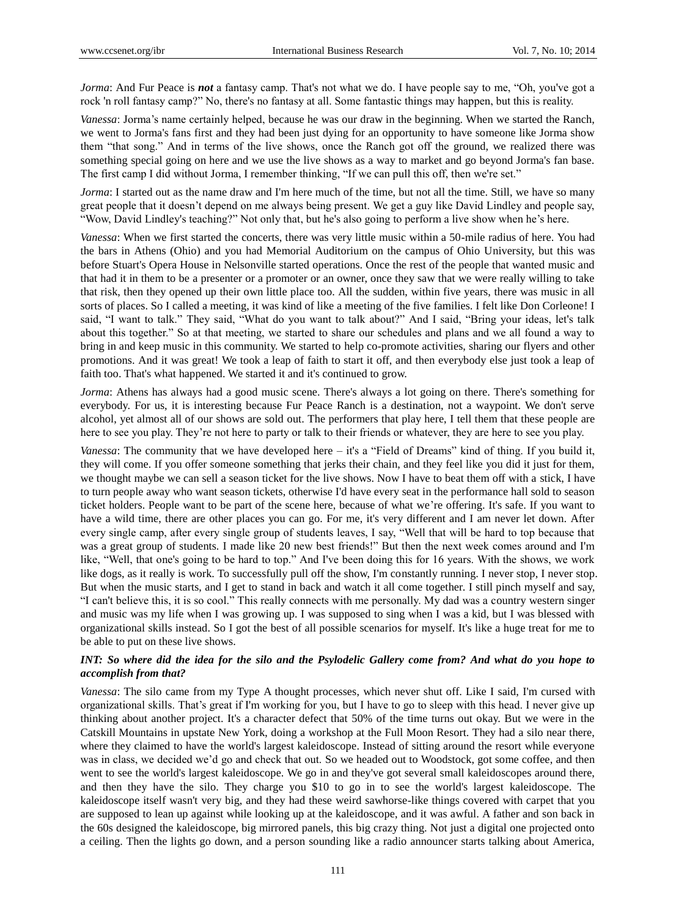*Jorma*: And Fur Peace is ***not*** a fantasy camp. That's not what we do. I have people say to me, "Oh, you've got a rock 'n roll fantasy camp?" No, there's no fantasy at all. Some fantastic things may happen, but this is reality.

*Vanessa*: Jorma's name certainly helped, because he was our draw in the beginning. When we started the Ranch, we went to Jorma's fans first and they had been just dying for an opportunity to have someone like Jorma show them "that song." And in terms of the live shows, once the Ranch got off the ground, we realized there was something special going on here and we use the live shows as a way to market and go beyond Jorma's fan base. The first camp I did without Jorma, I remember thinking, "If we can pull this off, then we're set."

*Jorma*: I started out as the name draw and I'm here much of the time, but not all the time. Still, we have so many great people that it doesn't depend on me always being present. We get a guy like David Lindley and people say, "Wow, David Lindley's teaching?" Not only that, but he's also going to perform a live show when he's here.

*Vanessa*: When we first started the concerts, there was very little music within a 50-mile radius of here. You had the bars in Athens (Ohio) and you had Memorial Auditorium on the campus of Ohio University, but this was before Stuart's Opera House in Nelsonville started operations. Once the rest of the people that wanted music and that had it in them to be a presenter or a promoter or an owner, once they saw that we were really willing to take that risk, then they opened up their own little place too. All the sudden, within five years, there was music in all sorts of places. So I called a meeting, it was kind of like a meeting of the five families. I felt like Don Corleone! I said, "I want to talk." They said, "What do you want to talk about?" And I said, "Bring your ideas, let's talk about this together." So at that meeting, we started to share our schedules and plans and we all found a way to bring in and keep music in this community. We started to help co-promote activities, sharing our flyers and other promotions. And it was great! We took a leap of faith to start it off, and then everybody else just took a leap of faith too. That's what happened. We started it and it's continued to grow.

*Jorma*: Athens has always had a good music scene. There's always a lot going on there. There's something for everybody. For us, it is interesting because Fur Peace Ranch is a destination, not a waypoint. We don't serve alcohol, yet almost all of our shows are sold out. The performers that play here, I tell them that these people are here to see you play. They're not here to party or talk to their friends or whatever, they are here to see you play.

*Vanessa*: The community that we have developed here – it's a "Field of Dreams" kind of thing. If you build it, they will come. If you offer someone something that jerks their chain, and they feel like you did it just for them, we thought maybe we can sell a season ticket for the live shows. Now I have to beat them off with a stick, I have to turn people away who want season tickets, otherwise I'd have every seat in the performance hall sold to season ticket holders. People want to be part of the scene here, because of what we're offering. It's safe. If you want to have a wild time, there are other places you can go. For me, it's very different and I am never let down. After every single camp, after every single group of students leaves, I say, "Well that will be hard to top because that was a great group of students. I made like 20 new best friends!" But then the next week comes around and I'm like, "Well, that one's going to be hard to top." And I've been doing this for 16 years. With the shows, we work like dogs, as it really is work. To successfully pull off the show, I'm constantly running. I never stop, I never stop. But when the music starts, and I get to stand in back and watch it all come together. I still pinch myself and say, "I can't believe this, it is so cool." This really connects with me personally. My dad was a country western singer and music was my life when I was growing up. I was supposed to sing when I was a kid, but I was blessed with organizational skills instead. So I got the best of all possible scenarios for myself. It's like a huge treat for me to be able to put on these live shows.

***INT: So where did the idea for the silo and the Psylodelic Gallery come from? And what do you hope to accomplish from that?***

*Vanessa*: The silo came from my Type A thought processes, which never shut off. Like I said, I'm cursed with organizational skills. That's great if I'm working for you, but I have to go to sleep with this head. I never give up thinking about another project. It's a character defect that 50% of the time turns out okay. But we were in the Catskill Mountains in upstate New York, doing a workshop at the Full Moon Resort. They had a silo near there, where they claimed to have the world's largest kaleidoscope. Instead of sitting around the resort while everyone was in class, we decided we'd go and check that out. So we headed out to Woodstock, got some coffee, and then went to see the world's largest kaleidoscope. We go in and they've got several small kaleidoscopes around there, and then they have the silo. They charge you $10 to go in to see the world's largest kaleidoscope. The kaleidoscope itself wasn't very big, and they had these weird sawhorse-like things covered with carpet that you are supposed to lean up against while looking up at the kaleidoscope, and it was awful. A father and son back in the 60s designed the kaleidoscope, big mirrored panels, this big crazy thing. Not just a digital one projected onto a ceiling. Then the lights go down, and a person sounding like a radio announcer starts talking about America,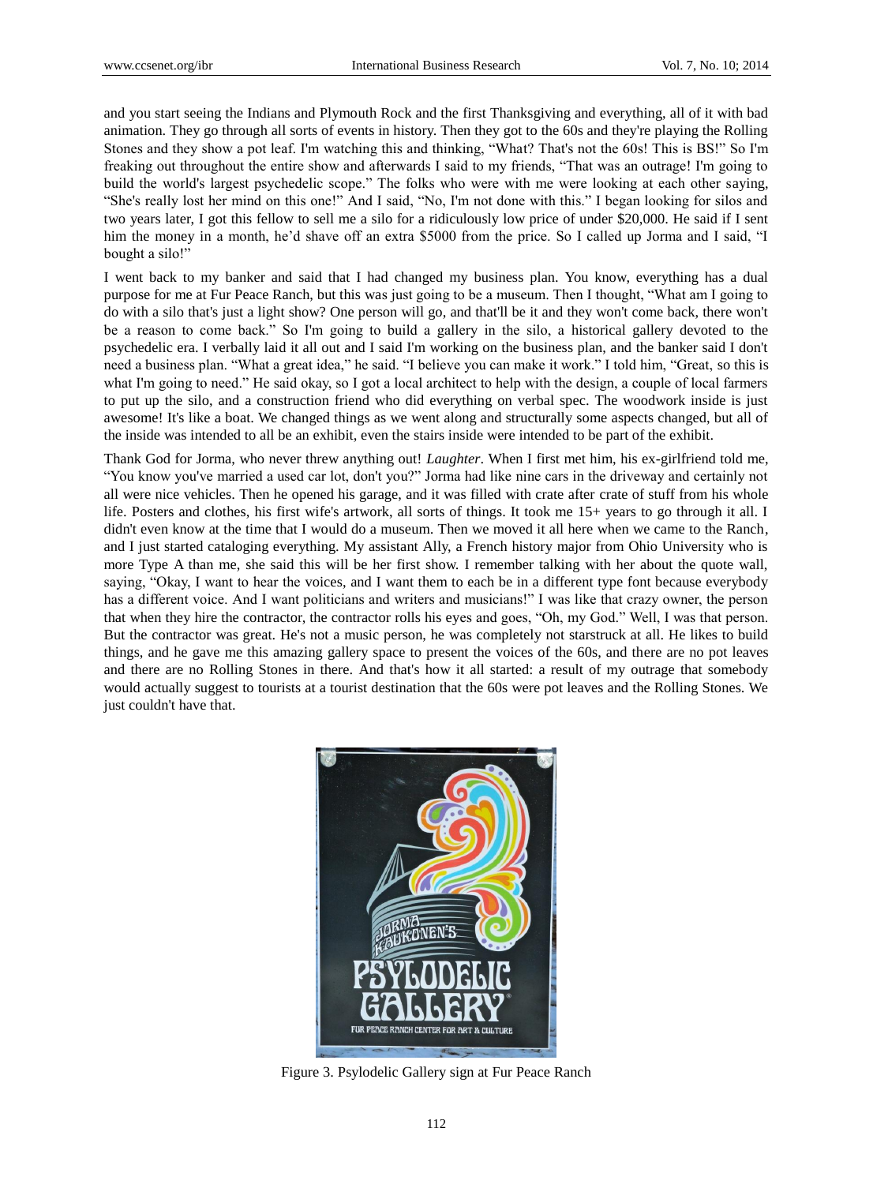and you start seeing the Indians and Plymouth Rock and the first Thanksgiving and everything, all of it with bad animation. They go through all sorts of events in history. Then they got to the 60s and they're playing the Rolling Stones and they show a pot leaf. I'm watching this and thinking, "What? That's not the 60s! This is BS!" So I'm freaking out throughout the entire show and afterwards I said to my friends, "That was an outrage! I'm going to build the world's largest psychedelic scope." The folks who were with me were looking at each other saying, "She's really lost her mind on this one!" And I said, "No, I'm not done with this." I began looking for silos and two years later, I got this fellow to sell me a silo for a ridiculously low price of under $20,000. He said if I sent him the money in a month, he'd shave off an extra $5000 from the price. So I called up Jorma and I said, "I bought a silo!"

I went back to my banker and said that I had changed my business plan. You know, everything has a dual purpose for me at Fur Peace Ranch, but this was just going to be a museum. Then I thought, "What am I going to do with a silo that's just a light show? One person will go, and that'll be it and they won't come back, there won't be a reason to come back." So I'm going to build a gallery in the silo, a historical gallery devoted to the psychedelic era. I verbally laid it all out and I said I'm working on the business plan, and the banker said I don't need a business plan. "What a great idea," he said. "I believe you can make it work." I told him, "Great, so this is what I'm going to need." He said okay, so I got a local architect to help with the design, a couple of local farmers to put up the silo, and a construction friend who did everything on verbal spec. The woodwork inside is just awesome! It's like a boat. We changed things as we went along and structurally some aspects changed, but all of the inside was intended to all be an exhibit, even the stairs inside were intended to be part of the exhibit.

Thank God for Jorma, who never threw anything out! *Laughter*. When I first met him, his ex-girlfriend told me, "You know you've married a used car lot, don't you?" Jorma had like nine cars in the driveway and certainly not all were nice vehicles. Then he opened his garage, and it was filled with crate after crate of stuff from his whole life. Posters and clothes, his first wife's artwork, all sorts of things. It took me 15+ years to go through it all. I didn't even know at the time that I would do a museum. Then we moved it all here when we came to the Ranch, and I just started cataloging everything. My assistant Ally, a French history major from Ohio University who is more Type A than me, she said this will be her first show. I remember talking with her about the quote wall, saying, "Okay, I want to hear the voices, and I want them to each be in a different type font because everybody has a different voice. And I want politicians and writers and musicians!" I was like that crazy owner, the person that when they hire the contractor, the contractor rolls his eyes and goes, "Oh, my God." Well, I was that person. But the contractor was great. He's not a music person, he was completely not starstruck at all. He likes to build things, and he gave me this amazing gallery space to present the voices of the 60s, and there are no pot leaves and there are no Rolling Stones in there. And that's how it all started: a result of my outrage that somebody would actually suggest to tourists at a tourist destination that the 60s were pot leaves and the Rolling Stones. We just couldn't have that.

Figure 3. Psylodelic Gallery sign at Fur Peace Ranch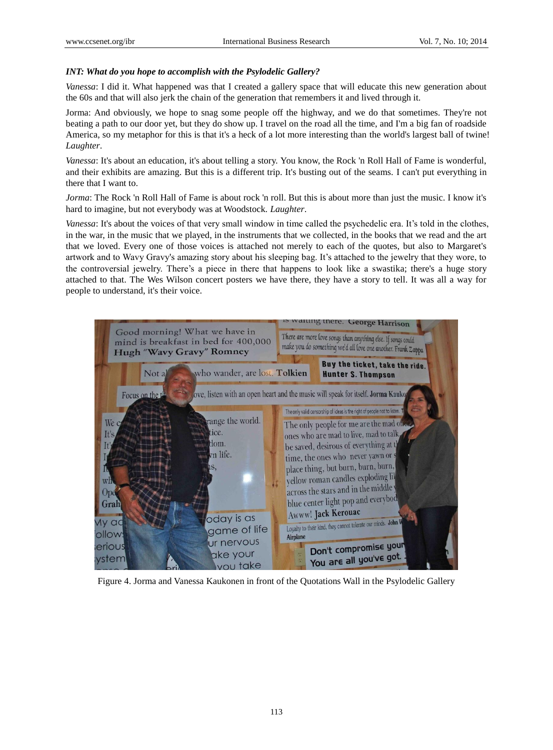***INT: What do you hope to accomplish with the Psylodelic Gallery?***

*Vanessa*: I did it. What happened was that I created a gallery space that will educate this new generation about the 60s and that will also jerk the chain of the generation that remembers it and lived through it.

Jorma: And obviously, we hope to snag some people off the highway, and we do that sometimes. They're not beating a path to our door yet, but they do show up. I travel on the road all the time, and I'm a big fan of roadside America, so my metaphor for this is that it's a heck of a lot more interesting than the world's largest ball of twine! *Laughter*.

*Vanessa*: It's about an education, it's about telling a story. You know, the Rock 'n Roll Hall of Fame is wonderful, and their exhibits are amazing. But this is a different trip. It's busting out of the seams. I can't put everything in there that I want to.

*Jorma*: The Rock 'n Roll Hall of Fame is about rock 'n roll. But this is about more than just the music. I know it's hard to imagine, but not everybody was at Woodstock. *Laughter*.

*Vanessa*: It's about the voices of that very small window in time called the psychedelic era. It's told in the clothes, in the war, in the music that we played, in the instruments that we collected, in the books that we read and the art that we loved. Every one of those voices is attached not merely to each of the quotes, but also to Margaret's artwork and to Wavy Gravy's amazing story about his sleeping bag. It's attached to the jewelry that they wore, to the controversial jewelry. There's a piece in there that happens to look like a swastika; there's a huge story attached to that. The Wes Wilson concert posters we have there, they have a story to tell. It was all a way for people to understand, it's their voice.

Figure 4. Jorma and Vanessa Kaukonen in front of the Quotations Wall in the Psylodelic Gallery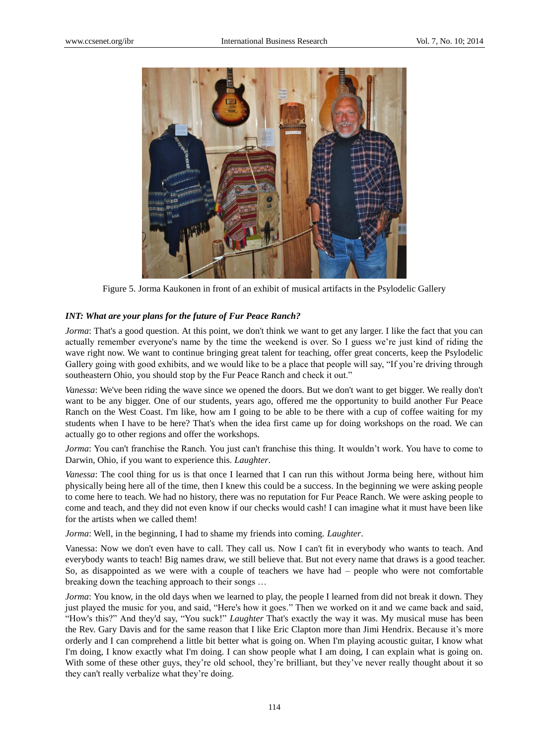Figure 5. Jorma Kaukonen in front of an exhibit of musical artifacts in the Psylodelic Gallery

***INT: What are your plans for the future of Fur Peace Ranch?***

*Jorma*: That's a good question. At this point, we don't think we want to get any larger. I like the fact that you can actually remember everyone's name by the time the weekend is over. So I guess we're just kind of riding the wave right now. We want to continue bringing great talent for teaching, offer great concerts, keep the Psylodelic Gallery going with good exhibits, and we would like to be a place that people will say, "If you're driving through southeastern Ohio, you should stop by the Fur Peace Ranch and check it out."

*Vanessa*: We've been riding the wave since we opened the doors. But we don't want to get bigger. We really don't want to be any bigger. One of our students, years ago, offered me the opportunity to build another Fur Peace Ranch on the West Coast. I'm like, how am I going to be able to be there with a cup of coffee waiting for my students when I have to be here? That's when the idea first came up for doing workshops on the road. We can actually go to other regions and offer the workshops.

*Jorma*: You can't franchise the Ranch. You just can't franchise this thing. It wouldn't work. You have to come to Darwin, Ohio, if you want to experience this. *Laughter*.

*Vanessa*: The cool thing for us is that once I learned that I can run this without Jorma being here, without him physically being here all of the time, then I knew this could be a success. In the beginning we were asking people to come here to teach. We had no history, there was no reputation for Fur Peace Ranch. We were asking people to come and teach, and they did not even know if our checks would cash! I can imagine what it must have been like for the artists when we called them!

*Jorma*: Well, in the beginning, I had to shame my friends into coming. *Laughter*.

Vanessa: Now we don't even have to call. They call us. Now I can't fit in everybody who wants to teach. And everybody wants to teach! Big names draw, we still believe that. But not every name that draws is a good teacher. So, as disappointed as we were with a couple of teachers we have had – people who were not comfortable breaking down the teaching approach to their songs …

*Jorma*: You know, in the old days when we learned to play, the people I learned from did not break it down. They just played the music for you, and said, "Here's how it goes." Then we worked on it and we came back and said, "How's this?" And they'd say, "You suck!" *Laughter* That's exactly the way it was. My musical muse has been the Rev. Gary Davis and for the same reason that I like Eric Clapton more than Jimi Hendrix. Because it's more orderly and I can comprehend a little bit better what is going on. When I'm playing acoustic guitar, I know what I'm doing, I know exactly what I'm doing. I can show people what I am doing, I can explain what is going on. With some of these other guys, they're old school, they're brilliant, but they've never really thought about it so they can't really verbalize what they're doing.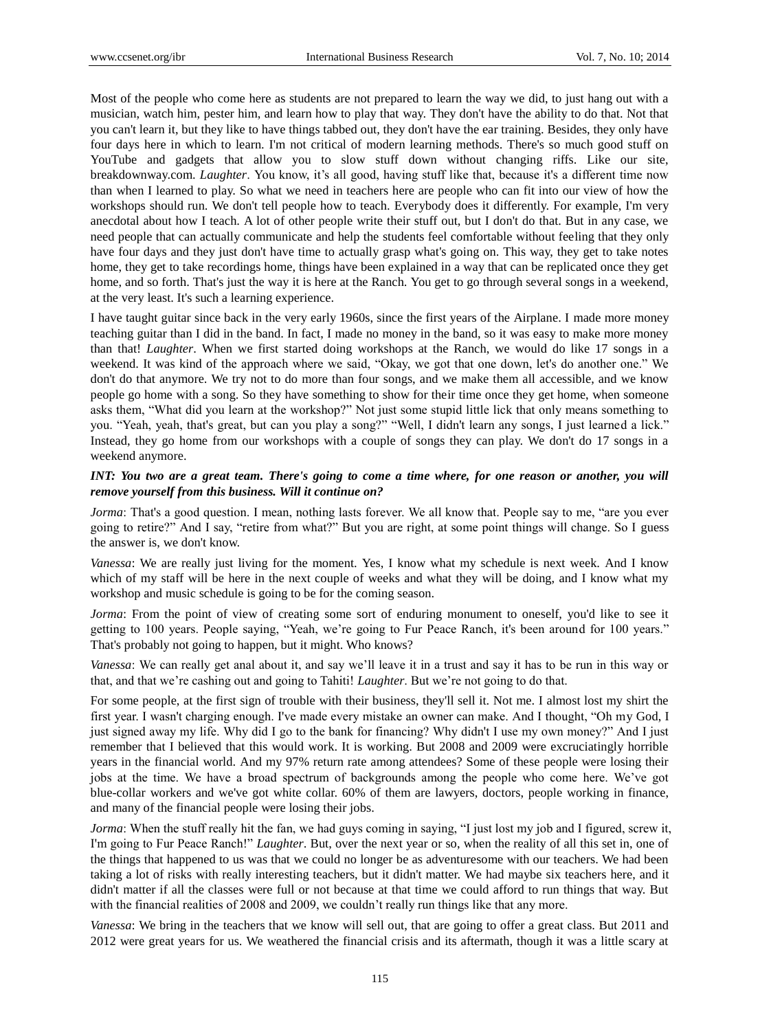Most of the people who come here as students are not prepared to learn the way we did, to just hang out with a musician, watch him, pester him, and learn how to play that way. They don't have the ability to do that. Not that you can't learn it, but they like to have things tabbed out, they don't have the ear training. Besides, they only have four days here in which to learn. I'm not critical of modern learning methods. There's so much good stuff on YouTube and gadgets that allow you to slow stuff down without changing riffs. Like our site, breakdownway.com. *Laughter*. You know, it's all good, having stuff like that, because it's a different time now than when I learned to play. So what we need in teachers here are people who can fit into our view of how the workshops should run. We don't tell people how to teach. Everybody does it differently. For example, I'm very anecdotal about how I teach. A lot of other people write their stuff out, but I don't do that. But in any case, we need people that can actually communicate and help the students feel comfortable without feeling that they only have four days and they just don't have time to actually grasp what's going on. This way, they get to take notes home, they get to take recordings home, things have been explained in a way that can be replicated once they get home, and so forth. That's just the way it is here at the Ranch. You get to go through several songs in a weekend, at the very least. It's such a learning experience.

I have taught guitar since back in the very early 1960s, since the first years of the Airplane. I made more money teaching guitar than I did in the band. In fact, I made no money in the band, so it was easy to make more money than that! *Laughter*. When we first started doing workshops at the Ranch, we would do like 17 songs in a weekend. It was kind of the approach where we said, "Okay, we got that one down, let's do another one." We don't do that anymore. We try not to do more than four songs, and we make them all accessible, and we know people go home with a song. So they have something to show for their time once they get home, when someone asks them, "What did you learn at the workshop?" Not just some stupid little lick that only means something to you. "Yeah, yeah, that's great, but can you play a song?" "Well, I didn't learn any songs, I just learned a lick." Instead, they go home from our workshops with a couple of songs they can play. We don't do 17 songs in a weekend anymore.

***INT: You two are a great team. There's going to come a time where, for one reason or another, you will remove yourself from this business. Will it continue on?***

*Jorma*: That's a good question. I mean, nothing lasts forever. We all know that. People say to me, "are you ever going to retire?" And I say, "retire from what?" But you are right, at some point things will change. So I guess the answer is, we don't know.

*Vanessa*: We are really just living for the moment. Yes, I know what my schedule is next week. And I know which of my staff will be here in the next couple of weeks and what they will be doing, and I know what my workshop and music schedule is going to be for the coming season.

*Jorma*: From the point of view of creating some sort of enduring monument to oneself, you'd like to see it getting to 100 years. People saying, "Yeah, we're going to Fur Peace Ranch, it's been around for 100 years." That's probably not going to happen, but it might. Who knows?

*Vanessa*: We can really get anal about it, and say we'll leave it in a trust and say it has to be run in this way or that, and that we're cashing out and going to Tahiti! *Laughter*. But we're not going to do that.

For some people, at the first sign of trouble with their business, they'll sell it. Not me. I almost lost my shirt the first year. I wasn't charging enough. I've made every mistake an owner can make. And I thought, "Oh my God, I just signed away my life. Why did I go to the bank for financing? Why didn't I use my own money?" And I just remember that I believed that this would work. It is working. But 2008 and 2009 were excruciatingly horrible years in the financial world. And my 97% return rate among attendees? Some of these people were losing their jobs at the time. We have a broad spectrum of backgrounds among the people who come here. We've got blue-collar workers and we've got white collar. 60% of them are lawyers, doctors, people working in finance, and many of the financial people were losing their jobs.

*Jorma*: When the stuff really hit the fan, we had guys coming in saying, "I just lost my job and I figured, screw it, I'm going to Fur Peace Ranch!" *Laughter*. But, over the next year or so, when the reality of all this set in, one of the things that happened to us was that we could no longer be as adventuresome with our teachers. We had been taking a lot of risks with really interesting teachers, but it didn't matter. We had maybe six teachers here, and it didn't matter if all the classes were full or not because at that time we could afford to run things that way. But with the financial realities of 2008 and 2009, we couldn't really run things like that any more.

*Vanessa*: We bring in the teachers that we know will sell out, that are going to offer a great class. But 2011 and 2012 were great years for us. We weathered the financial crisis and its aftermath, though it was a little scary at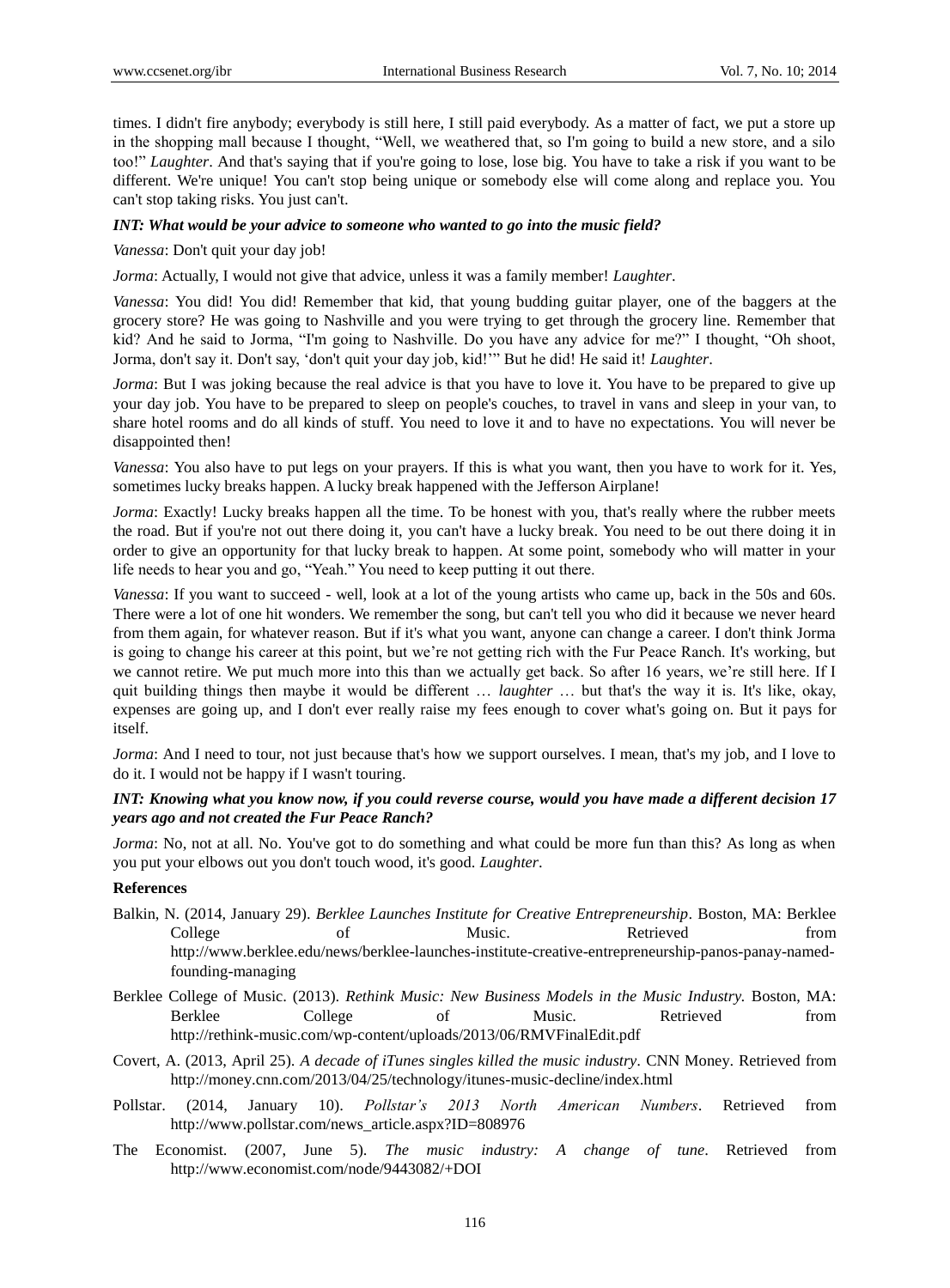times. I didn't fire anybody; everybody is still here, I still paid everybody. As a matter of fact, we put a store up in the shopping mall because I thought, "Well, we weathered that, so I'm going to build a new store, and a silo too!" *Laughter*. And that's saying that if you're going to lose, lose big. You have to take a risk if you want to be different. We're unique! You can't stop being unique or somebody else will come along and replace you. You can't stop taking risks. You just can't.

***INT: What would be your advice to someone who wanted to go into the music field?***

*Vanessa*: Don't quit your day job!

*Jorma*: Actually, I would not give that advice, unless it was a family member! *Laughter*.

*Vanessa*: You did! You did! Remember that kid, that young budding guitar player, one of the baggers at the grocery store? He was going to Nashville and you were trying to get through the grocery line. Remember that kid? And he said to Jorma, "I'm going to Nashville. Do you have any advice for me?" I thought, "Oh shoot, Jorma, don't say it. Don't say, 'don't quit your day job, kid!'" But he did! He said it! *Laughter*.

*Jorma*: But I was joking because the real advice is that you have to love it. You have to be prepared to give up your day job. You have to be prepared to sleep on people's couches, to travel in vans and sleep in your van, to share hotel rooms and do all kinds of stuff. You need to love it and to have no expectations. You will never be disappointed then!

*Vanessa*: You also have to put legs on your prayers. If this is what you want, then you have to work for it. Yes, sometimes lucky breaks happen. A lucky break happened with the Jefferson Airplane!

*Jorma*: Exactly! Lucky breaks happen all the time. To be honest with you, that's really where the rubber meets the road. But if you're not out there doing it, you can't have a lucky break. You need to be out there doing it in order to give an opportunity for that lucky break to happen. At some point, somebody who will matter in your life needs to hear you and go, "Yeah." You need to keep putting it out there.

*Vanessa*: If you want to succeed - well, look at a lot of the young artists who came up, back in the 50s and 60s. There were a lot of one hit wonders. We remember the song, but can't tell you who did it because we never heard from them again, for whatever reason. But if it's what you want, anyone can change a career. I don't think Jorma is going to change his career at this point, but we're not getting rich with the Fur Peace Ranch. It's working, but we cannot retire. We put much more into this than we actually get back. So after 16 years, we're still here. If I quit building things then maybe it would be different … *laughter* … but that's the way it is. It's like, okay, expenses are going up, and I don't ever really raise my fees enough to cover what's going on. But it pays for itself.

*Jorma*: And I need to tour, not just because that's how we support ourselves. I mean, that's my job, and I love to do it. I would not be happy if I wasn't touring.

***INT: Knowing what you know now, if you could reverse course, would you have made a different decision 17 years ago and not created the Fur Peace Ranch?***

*Jorma*: No, not at all. No. You've got to do something and what could be more fun than this? As long as when you put your elbows out you don't touch wood, it's good. *Laughter*.

## References

Balkin, N. (2014, January 29). *Berklee Launches Institute for Creative Entrepreneurship*. Boston, MA: Berklee College of Music. Retrieved from http://www.berklee.edu/news/berklee-launches-institute-creative-entrepreneurship-panos-panay-named-founding-managing

Berklee College of Music. (2013). *Rethink Music: New Business Models in the Music Industry.* Boston, MA: Berklee College Retrieved from http://rethink-music.com/wp-content/uploads/2013/06/RMVFinalEdit.pdf

Covert, A. (2013, April 25). *A decade of iTunes singles killed the music industry*. CNN Money. Retrieved from http://money.cnn.com/2013/04/25/technology/itunes-music-decline/index.html

Pollstar. (2014, January 10). *Pollstar's 2013 North American Numbers*. Retrieved from http://www.pollstar.com/news_article.aspx?ID=808976

The Economist. (2007, June 5). *The music industry: A change of tune*. Retrieved from http://www.economist.com/node/9443082/+DOI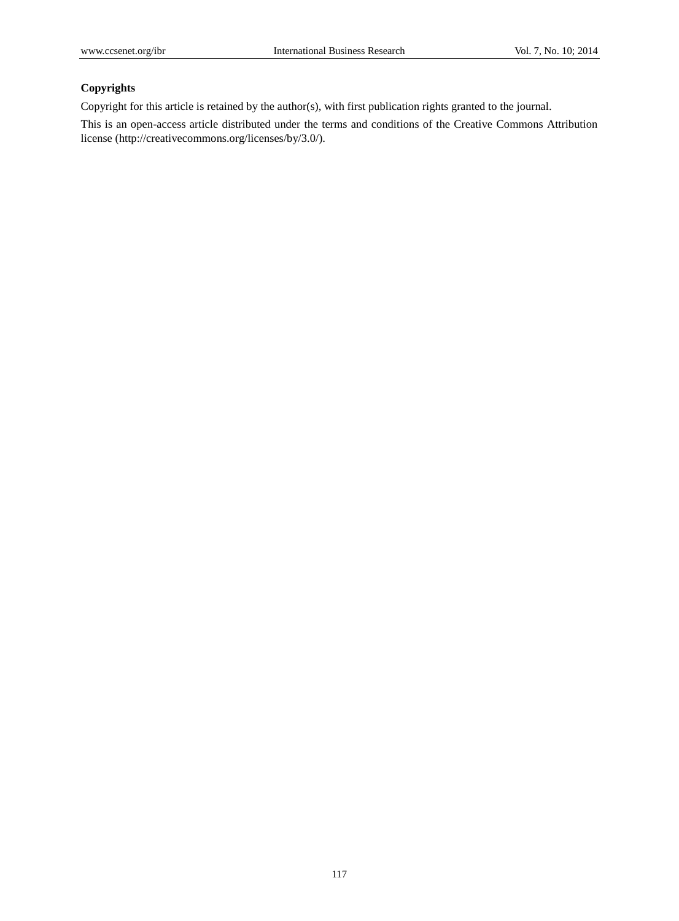**Copyrights**

Copyright for this article is retained by the author(s), with first publication rights granted to the journal.

This is an open-access article distributed under the terms and conditions of the Creative Commons Attribution license (http://creativecommons.org/licenses/by/3.0/).